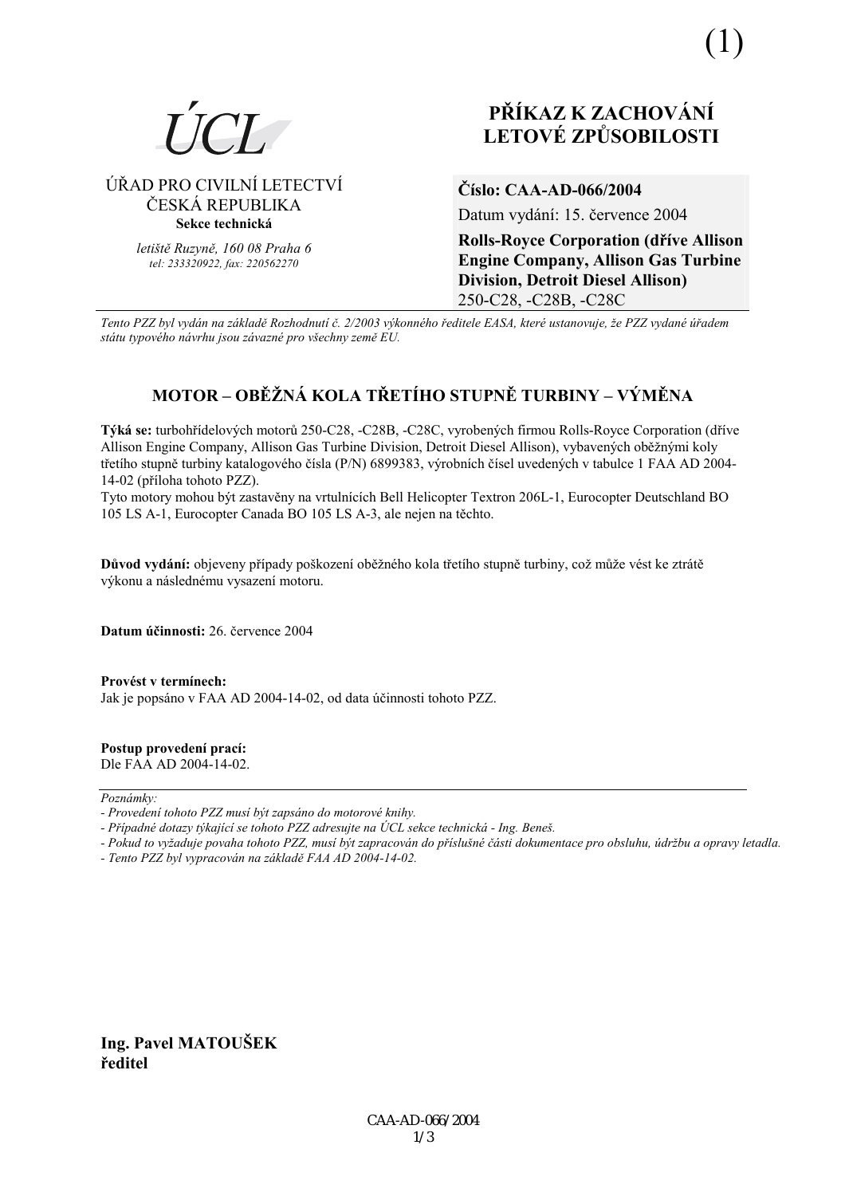(1)

ÚCL

ÚŘAD PRO CIVILNÍ LETECTVÍ
ČESKÁ REPUBLIKA
**Sekce technická**

*letiště Ruzyně, 160 08 Praha 6*
*tel: 233320922, fax: 220562270*

# PŘÍKAZ K ZACHOVÁNÍ LETOVÉ ZPŮSOBILOSTI

**Číslo: CAA-AD-066/2004**

Datum vydání: 15. července 2004

**Rolls-Royce Corporation (dříve Allison Engine Company, Allison Gas Turbine Division, Detroit Diesel Allison)**
250-C28, -C28B, -C28C

*Tento PZZ byl vydán na základě Rozhodnutí č. 2/2003 výkonného ředitele EASA, které ustanovuje, že PZZ vydané úřadem státu typového návrhu jsou závazné pro všechny země EU.*

## MOTOR – OBĚŽNÁ KOLA TŘETÍHO STUPNĚ TURBINY – VÝMĚNA

**Týká se:** turbohřídelových motorů 250-C28, -C28B, -C28C, vyrobených firmou Rolls-Royce Corporation (dříve Allison Engine Company, Allison Gas Turbine Division, Detroit Diesel Allison), vybavených oběžnými koly třetího stupně turbiny katalogového čísla (P/N) 6899383, výrobních čísel uvedených v tabulce 1 FAA AD 2004-14-02 (příloha tohoto PZZ).
Tyto motory mohou být zastavěny na vrtulnících Bell Helicopter Textron 206L-1, Eurocopter Deutschland BO 105 LS A-1, Eurocopter Canada BO 105 LS A-3, ale nejen na těchto.

**Důvod vydání:** objeveny případy poškození oběžného kola třetího stupně turbiny, což může vést ke ztrátě výkonu a následnému vysazení motoru.

**Datum účinnosti:** 26. července 2004

**Provést v termínech:**
Jak je popsáno v FAA AD 2004-14-02, od data účinnosti tohoto PZZ.

**Postup provedení prací:**
Dle FAA AD 2004-14-02.

*Poznámky:*
*- Provedení tohoto PZZ musí být zapsáno do motorové knihy.*
*- Případné dotazy týkající se tohoto PZZ adresujte na ÚCL sekce technická - Ing. Beneš.*
*- Pokud to vyžaduje povaha tohoto PZZ, musí být zapracován do příslušné části dokumentace pro obsluhu, údržbu a opravy letadla.*
*- Tento PZZ byl vypracován na základě FAA AD 2004-14-02.*

**Ing. Pavel MATOUŠEK**
**ředitel**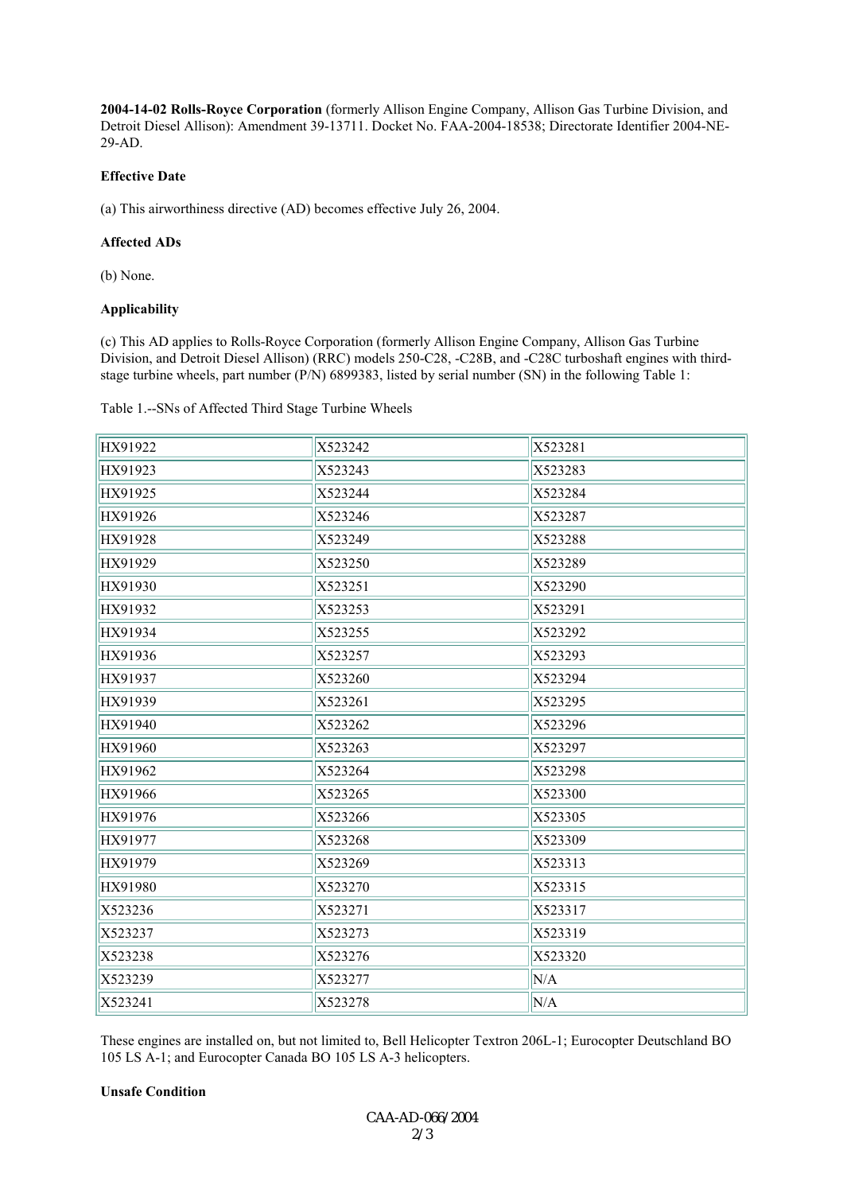**2004-14-02 Rolls-Royce Corporation** (formerly Allison Engine Company, Allison Gas Turbine Division, and Detroit Diesel Allison): Amendment 39-13711. Docket No. FAA-2004-18538; Directorate Identifier 2004-NE-29-AD.

**Effective Date**

(a) This airworthiness directive (AD) becomes effective July 26, 2004.

**Affected ADs**

(b) None.

**Applicability**

(c) This AD applies to Rolls-Royce Corporation (formerly Allison Engine Company, Allison Gas Turbine Division, and Detroit Diesel Allison) (RRC) models 250-C28, -C28B, and -C28C turboshaft engines with third-stage turbine wheels, part number (P/N) 6899383, listed by serial number (SN) in the following Table 1:

Table 1.--SNs of Affected Third Stage Turbine Wheels

| | | |
|---|---|---|
| HX91922 | X523242 | X523281 |
| HX91923 | X523243 | X523283 |
| HX91925 | X523244 | X523284 |
| HX91926 | X523246 | X523287 |
| HX91928 | X523249 | X523288 |
| HX91929 | X523250 | X523289 |
| HX91930 | X523251 | X523290 |
| HX91932 | X523253 | X523291 |
| HX91934 | X523255 | X523292 |
| HX91936 | X523257 | X523293 |
| HX91937 | X523260 | X523294 |
| HX91939 | X523261 | X523295 |
| HX91940 | X523262 | X523296 |
| HX91960 | X523263 | X523297 |
| HX91962 | X523264 | X523298 |
| HX91966 | X523265 | X523300 |
| HX91976 | X523266 | X523305 |
| HX91977 | X523268 | X523309 |
| HX91979 | X523269 | X523313 |
| HX91980 | X523270 | X523315 |
| X523236 | X523271 | X523317 |
| X523237 | X523273 | X523319 |
| X523238 | X523276 | X523320 |
| X523239 | X523277 | N/A |
| X523241 | X523278 | N/A |

These engines are installed on, but not limited to, Bell Helicopter Textron 206L-1; Eurocopter Deutschland BO 105 LS A-1; and Eurocopter Canada BO 105 LS A-3 helicopters.

**Unsafe Condition**

CAA-AD-066/2004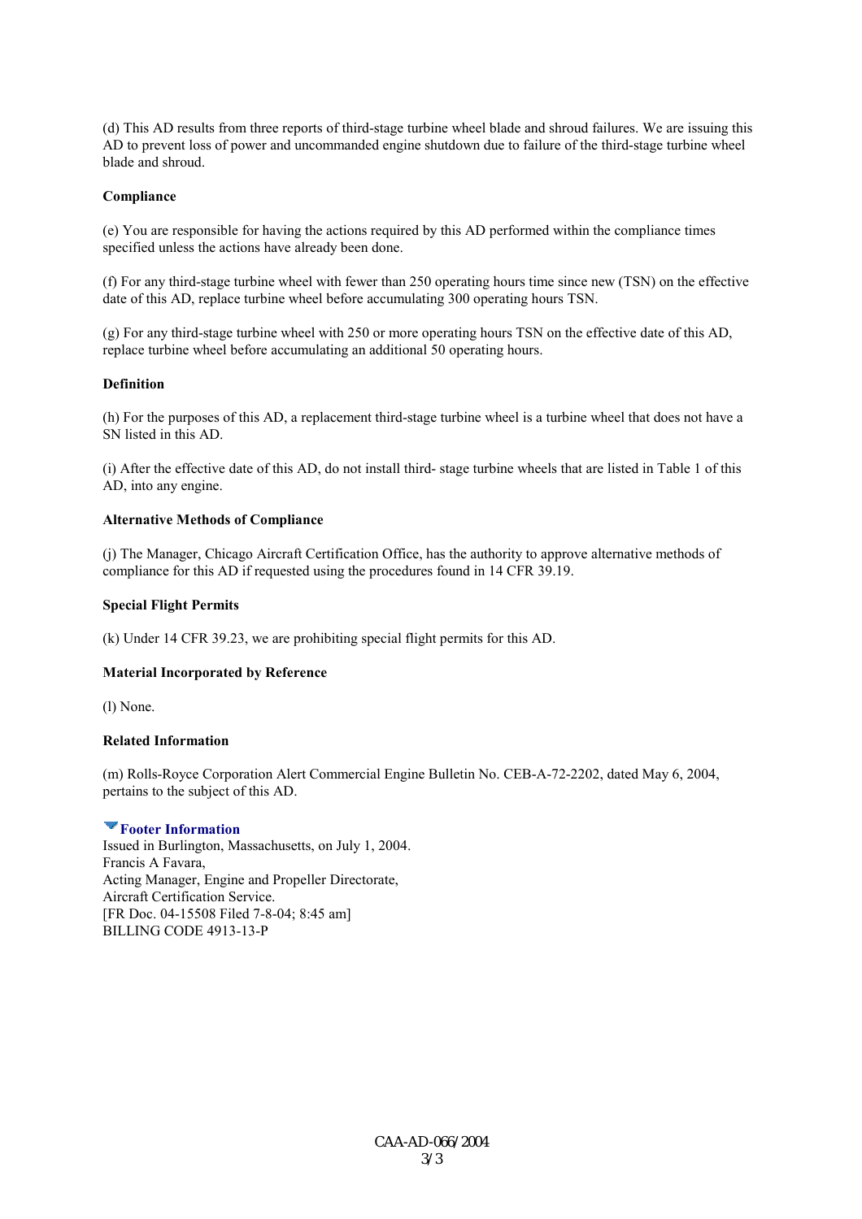(d) This AD results from three reports of third-stage turbine wheel blade and shroud failures. We are issuing this AD to prevent loss of power and uncommanded engine shutdown due to failure of the third-stage turbine wheel blade and shroud.

**Compliance**

(e) You are responsible for having the actions required by this AD performed within the compliance times specified unless the actions have already been done.

(f) For any third-stage turbine wheel with fewer than 250 operating hours time since new (TSN) on the effective date of this AD, replace turbine wheel before accumulating 300 operating hours TSN.

(g) For any third-stage turbine wheel with 250 or more operating hours TSN on the effective date of this AD, replace turbine wheel before accumulating an additional 50 operating hours.

**Definition**

(h) For the purposes of this AD, a replacement third-stage turbine wheel is a turbine wheel that does not have a SN listed in this AD.

(i) After the effective date of this AD, do not install third- stage turbine wheels that are listed in Table 1 of this AD, into any engine.

**Alternative Methods of Compliance**

(j) The Manager, Chicago Aircraft Certification Office, has the authority to approve alternative methods of compliance for this AD if requested using the procedures found in 14 CFR 39.19.

**Special Flight Permits**

(k) Under 14 CFR 39.23, we are prohibiting special flight permits for this AD.

**Material Incorporated by Reference**

(l) None.

**Related Information**

(m) Rolls-Royce Corporation Alert Commercial Engine Bulletin No. CEB-A-72-2202, dated May 6, 2004, pertains to the subject of this AD.

**Footer Information**

Issued in Burlington, Massachusetts, on July 1, 2004.
Francis A Favara,
Acting Manager, Engine and Propeller Directorate,
Aircraft Certification Service.
[FR Doc. 04-15508 Filed 7-8-04; 8:45 am]
BILLING CODE 4913-13-P